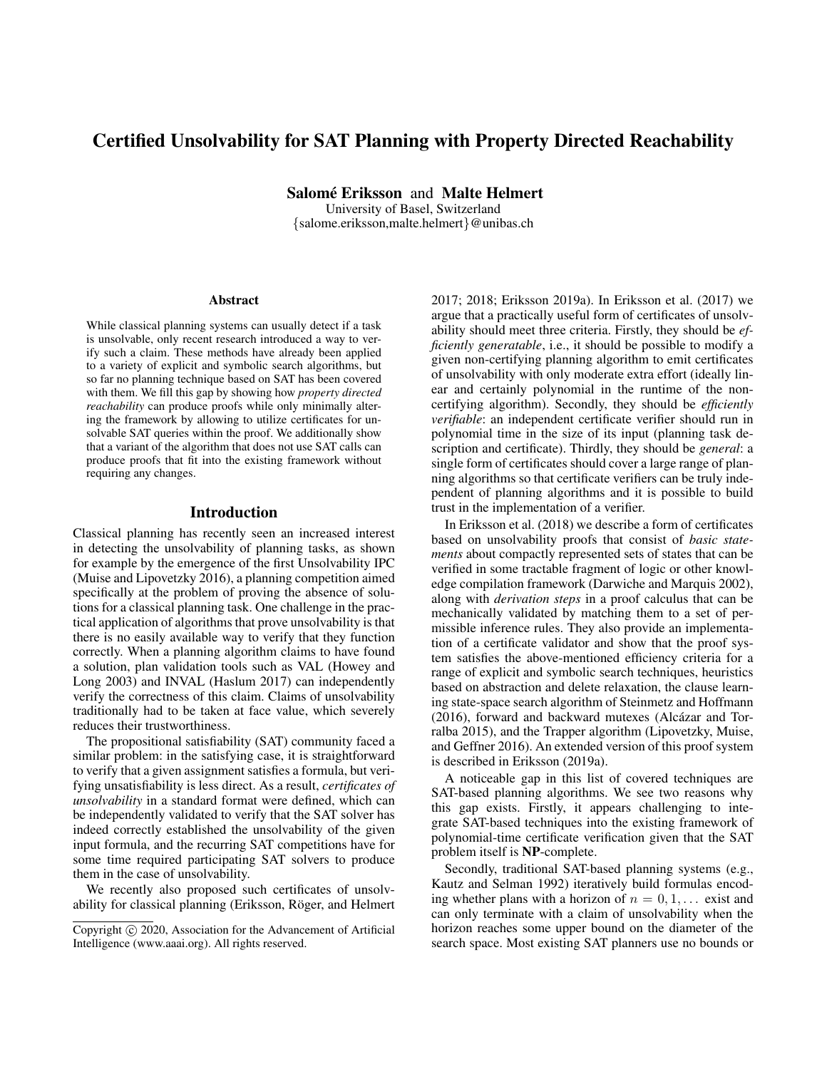# Certified Unsolvability for SAT Planning with Property Directed Reachability

**Salomé Eriksson** and **Malte Helmert**
University of Basel, Switzerland
{salome.eriksson,malte.helmert}@unibas.ch

## Abstract

While classical planning systems can usually detect if a task is unsolvable, only recent research introduced a way to verify such a claim. These methods have already been applied to a variety of explicit and symbolic search algorithms, but so far no planning technique based on SAT has been covered with them. We fill this gap by showing how *property directed reachability* can produce proofs while only minimally altering the framework by allowing to utilize certificates for unsolvable SAT queries within the proof. We additionally show that a variant of the algorithm that does not use SAT calls can produce proofs that fit into the existing framework without requiring any changes.

## Introduction

Classical planning has recently seen an increased interest in detecting the unsolvability of planning tasks, as shown for example by the emergence of the first Unsolvability IPC (Muise and Lipovetzky 2016), a planning competition aimed specifically at the problem of proving the absence of solutions for a classical planning task. One challenge in the practical application of algorithms that prove unsolvability is that there is no easily available way to verify that they function correctly. When a planning algorithm claims to have found a solution, plan validation tools such as VAL (Howey and Long 2003) and INVAL (Haslum 2017) can independently verify the correctness of this claim. Claims of unsolvability traditionally had to be taken at face value, which severely reduces their trustworthiness.

The propositional satisfiability (SAT) community faced a similar problem: in the satisfying case, it is straightforward to verify that a given assignment satisfies a formula, but verifying unsatisfiability is less direct. As a result, *certificates of unsolvability* in a standard format were defined, which can be independently validated to verify that the SAT solver has indeed correctly established the unsolvability of the given input formula, and the recurring SAT competitions have for some time required participating SAT solvers to produce them in the case of unsolvability.

We recently also proposed such certificates of unsolvability for classical planning (Eriksson, Röger, and Helmert 2017; 2018; Eriksson 2019a). In Eriksson et al. (2017) we argue that a practically useful form of certificates of unsolvability should meet three criteria. Firstly, they should be *efficiently generatable*, i.e., it should be possible to modify a given non-certifying planning algorithm to emit certificates of unsolvability with only moderate extra effort (ideally linear and certainly polynomial in the runtime of the non-certifying algorithm). Secondly, they should be *efficiently verifiable*: an independent certificate verifier should run in polynomial time in the size of its input (planning task description and certificate). Thirdly, they should be *general*: a single form of certificates should cover a large range of planning algorithms so that certificate verifiers can be truly independent of planning algorithms and it is possible to build trust in the implementation of a verifier.

In Eriksson et al. (2018) we describe a form of certificates based on unsolvability proofs that consist of *basic statements* about compactly represented sets of states that can be verified in some tractable fragment of logic or other knowledge compilation framework (Darwiche and Marquis 2002), along with *derivation steps* in a proof calculus that can be mechanically validated by matching them to a set of permissible inference rules. They also provide an implementation of a certificate validator and show that the proof system satisfies the above-mentioned efficiency criteria for a range of explicit and symbolic search techniques, heuristics based on abstraction and delete relaxation, the clause learning state-space search algorithm of Steinmetz and Hoffmann (2016), forward and backward mutexes (Alcázar and Torralba 2015), and the Trapper algorithm (Lipovetzky, Muise, and Geffner 2016). An extended version of this proof system is described in Eriksson (2019a).

A noticeable gap in this list of covered techniques are SAT-based planning algorithms. We see two reasons why this gap exists. Firstly, it appears challenging to integrate SAT-based techniques into the existing framework of polynomial-time certificate verification given that the SAT problem itself is **NP**-complete.

Secondly, traditional SAT-based planning systems (e.g., Kautz and Selman 1992) iteratively build formulas encoding whether plans with a horizon of $n = 0, 1, \dots$ exist and can only terminate with a claim of unsolvability when the horizon reaches some upper bound on the diameter of the search space. Most existing SAT planners use no bounds or

Copyright © 2020, Association for the Advancement of Artificial Intelligence (www.aaai.org). All rights reserved.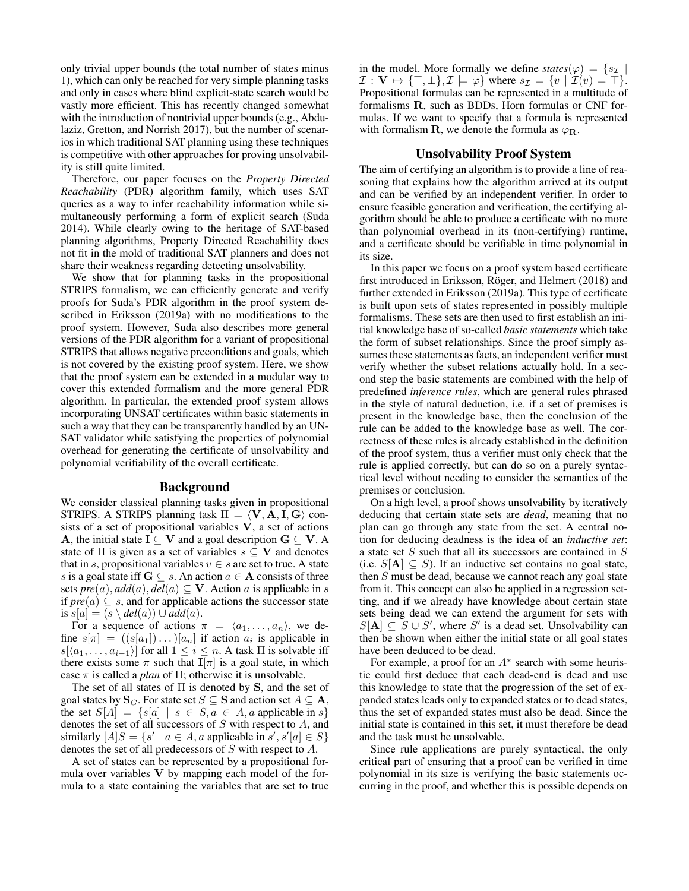only trivial upper bounds (the total number of states minus 1), which can only be reached for very simple planning tasks and only in cases where blind explicit-state search would be vastly more efficient. This has recently changed somewhat with the introduction of nontrivial upper bounds (e.g., Abdulaziz, Gretton, and Norrish 2017), but the number of scenarios in which traditional SAT planning using these techniques is competitive with other approaches for proving unsolvability is still quite limited.

Therefore, our paper focuses on the *Property Directed Reachability* (PDR) algorithm family, which uses SAT queries as a way to infer reachability information while simultaneously performing a form of explicit search (Suda 2014). While clearly owing to the heritage of SAT-based planning algorithms, Property Directed Reachability does not fit in the mold of traditional SAT planners and does not share their weakness regarding detecting unsolvability.

We show that for planning tasks in the propositional STRIPS formalism, we can efficiently generate and verify proofs for Suda's PDR algorithm in the proof system described in Eriksson (2019a) with no modifications to the proof system. However, Suda also describes more general versions of the PDR algorithm for a variant of propositional STRIPS that allows negative preconditions and goals, which is not covered by the existing proof system. Here, we show that the proof system can be extended in a modular way to cover this extended formalism and the more general PDR algorithm. In particular, the extended proof system allows incorporating UNSAT certificates within basic statements in such a way that they can be transparently handled by an UNSAT validator while satisfying the properties of polynomial overhead for generating the certificate of unsolvability and polynomial verifiability of the overall certificate.

## Background

We consider classical planning tasks given in propositional STRIPS. A STRIPS planning task $\Pi = \langle \mathbf{V}, \mathbf{A}, \mathbf{I}, \mathbf{G} \rangle$ consists of a set of propositional variables $\mathbf{V}$, a set of actions $\mathbf{A}$, the initial state $\mathbf{I} \subseteq \mathbf{V}$ and a goal description $\mathbf{G} \subseteq \mathbf{V}$. A state of $\Pi$ is given as a set of variables $s \subseteq \mathbf{V}$ and denotes that in $s$, propositional variables $v \in s$ are set to true. A state $s$ is a goal state iff $\mathbf{G} \subseteq s$. An action $a \in \mathbf{A}$ consists of three sets $pre(a), add(a), del(a) \subseteq \mathbf{V}$. Action $a$ is applicable in $s$ if $pre(a) \subseteq s$, and for applicable actions the successor state is $s[a] = (s \setminus del(a)) \cup add(a)$.

For a sequence of actions $\pi = \langle a_1, \ldots, a_n \rangle$, we define $s[\pi] = ((s[a_1]) \ldots)[a_n]$ if action $a_i$ is applicable in $s[\langle a_1, \ldots, a_{i-1} \rangle]$ for all $1 \leq i \leq n$. A task $\Pi$ is solvable iff there exists some $\pi$ such that $\mathbf{I}[\pi]$ is a goal state, in which case $\pi$ is called a *plan* of $\Pi$; otherwise it is unsolvable.

The set of all states of $\Pi$ is denoted by $\mathbf{S}$, and the set of goal states by $\mathbf{S}_G$. For state set $S \subseteq \mathbf{S}$ and action set $A \subseteq \mathbf{A}$, the set $S[A] = \{s[a] \mid s \in S, a \in A, a \text{ applicable in } s\}$ denotes the set of all successors of $S$ with respect to $A$, and similarly $[A]S = \{s' \mid a \in A, a \text{ applicable in } s', s'[a] \in S\}$ denotes the set of all predecessors of $S$ with respect to $A$.

A set of states can be represented by a propositional formula over variables $\mathbf{V}$ by mapping each model of the formula to a state containing the variables that are set to true in the model. More formally we define $states(\varphi) = \{s_\mathcal{I} \mid \mathcal{I} : \mathbf{V} \mapsto \{\top, \bot\}, \mathcal{I} \models \varphi\}$ where $s_\mathcal{I} = \{v \mid \mathcal{I}(v) = \top\}$. Propositional formulas can be represented in a multitude of formalisms $\mathbf{R}$, such as BDDs, Horn formulas or CNF formulas. If we want to specify that a formula is represented with formalism $\mathbf{R}$, we denote the formula as $\varphi_\mathbf{R}$.

## Unsolvability Proof System

The aim of certifying an algorithm is to provide a line of reasoning that explains how the algorithm arrived at its output and can be verified by an independent verifier. In order to ensure feasible generation and verification, the certifying algorithm should be able to produce a certificate with no more than polynomial overhead in its (non-certifying) runtime, and a certificate should be verifiable in time polynomial in its size.

In this paper we focus on a proof system based certificate first introduced in Eriksson, Röger, and Helmert (2018) and further extended in Eriksson (2019a). This type of certificate is built upon sets of states represented in possibly multiple formalisms. These sets are then used to first establish an initial knowledge base of so-called *basic statements* which take the form of subset relationships. Since the proof simply assumes these statements as facts, an independent verifier must verify whether the subset relations actually hold. In a second step the basic statements are combined with the help of predefined *inference rules*, which are general rules phrased in the style of natural deduction, i.e. if a set of premises is present in the knowledge base, then the conclusion of the rule can be added to the knowledge base as well. The correctness of these rules is already established in the definition of the proof system, thus a verifier must only check that the rule is applied correctly, but can do so on a purely syntactical level without needing to consider the semantics of the premises or conclusion.

On a high level, a proof shows unsolvability by iteratively deducing that certain state sets are *dead*, meaning that no plan can go through any state from the set. A central notion for deducing deadness is the idea of an *inductive set*: a state set $S$ such that all its successors are contained in $S$ (i.e. $S[\mathbf{A}] \subseteq S$). If an inductive set contains no goal state, then $S$ must be dead, because we cannot reach any goal state from it. This concept can also be applied in a regression setting, and if we already have knowledge about certain state sets being dead we can extend the argument for sets with $S[\mathbf{A}] \subseteq S \cup S'$, where $S'$ is a dead set. Unsolvability can then be shown when either the initial state or all goal states have been deduced to be dead.

For example, a proof for an $A^*$ search with some heuristic could first deduce that each dead-end is dead and use this knowledge to state that the progression of the set of expanded states leads only to expanded states or to dead states, thus the set of expanded states must also be dead. Since the initial state is contained in this set, it must therefore be dead and the task must be unsolvable.

Since rule applications are purely syntactical, the only critical part of ensuring that a proof can be verified in time polynomial in its size is verifying the basic statements occurring in the proof, and whether this is possible depends on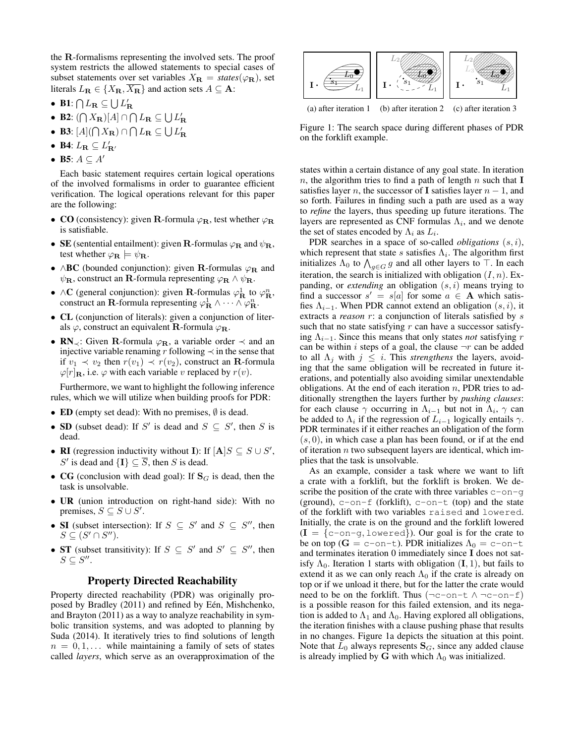the $\mathbf{R}$-formalisms representing the involved sets. The proof system restricts the allowed statements to special cases of subset statements over set variables $X_{\mathbf{R}} = \textit{states}(\varphi_{\mathbf{R}})$, set literals $L_{\mathbf{R}} \in \{X_{\mathbf{R}}, \overline{X_{\mathbf{R}}}\}$ and action sets $A \subseteq \mathbf{A}$:

- **B1**: $\bigcap L_{\mathbf{R}} \subseteq \bigcup L'_{\mathbf{R}}$
- **B2**: $(\bigcap X_{\mathbf{R}})[A] \cap \bigcap L_{\mathbf{R}} \subseteq \bigcup L'_{\mathbf{R}}$
- **B3**: $[A](\bigcap X_{\mathbf{R}}) \cap \bigcap L_{\mathbf{R}} \subseteq \bigcup L'_{\mathbf{R}}$
- **B4**: $L_{\mathbf{R}} \subseteq L'_{\mathbf{R}'}$
- **B5**: $A \subseteq A'$

Each basic statement requires certain logical operations of the involved formalisms in order to guarantee efficient verification. The logical operations relevant for this paper are the following:

- **CO** (consistency): given $\mathbf{R}$-formula $\varphi_{\mathbf{R}}$, test whether $\varphi_{\mathbf{R}}$ is satisfiable.
- **SE** (sentential entailment): given $\mathbf{R}$-formulas $\varphi_{\mathbf{R}}$ and $\psi_{\mathbf{R}}$, test whether $\varphi_{\mathbf{R}} \models \psi_{\mathbf{R}}$.
- **∧BC** (bounded conjunction): given $\mathbf{R}$-formulas $\varphi_{\mathbf{R}}$ and $\psi_{\mathbf{R}}$, construct an $\mathbf{R}$-formula representing $\varphi_{\mathbf{R}} \wedge \psi_{\mathbf{R}}$.
- **∧C** (general conjunction): given $\mathbf{R}$-formulas $\varphi^1_{\mathbf{R}}$ to $\varphi^n_{\mathbf{R}}$, construct an $\mathbf{R}$-formula representing $\varphi^1_{\mathbf{R}} \wedge \cdots \wedge \varphi^n_{\mathbf{R}}$.
- **CL** (conjunction of literals): given a conjunction of literals $\varphi$, construct an equivalent $\mathbf{R}$-formula $\varphi_{\mathbf{R}}$.
- **RN**$_{\prec}$: Given $\mathbf{R}$-formula $\varphi_{\mathbf{R}}$, a variable order $\prec$ and an injective variable renaming $r$ following $\prec$ in the sense that if $v_1 \prec v_2$ then $r(v_1) \prec r(v_2)$, construct an $\mathbf{R}$-formula $\varphi[r]_{\mathbf{R}}$, i.e. $\varphi$ with each variable $v$ replaced by $r(v)$.

Furthermore, we want to highlight the following inference rules, which we will utilize when building proofs for PDR:

- **ED** (empty set dead): With no premises, $\emptyset$ is dead.
- **SD** (subset dead): If $S'$ is dead and $S \subseteq S'$, then $S$ is dead.
- **RI** (regression inductivity without $\mathbf{I}$): If $[\mathbf{A}]S \subseteq S \cup S'$, $S'$ is dead and $\{\mathbf{I}\} \subseteq \overline{S}$, then $S$ is dead.
- **CG** (conclusion with dead goal): If $\mathbf{S}_G$ is dead, then the task is unsolvable.
- **UR** (union introduction on right-hand side): With no premises, $S \subseteq S \cup S'$.
- **SI** (subset intersection): If $S \subseteq S'$ and $S \subseteq S''$, then $S \subseteq (S' \cap S'')$.
- **ST** (subset transitivity): If $S \subseteq S'$ and $S' \subseteq S''$, then $S \subseteq S''$.

## Property Directed Reachability

Property directed reachability (PDR) was originally proposed by Bradley (2011) and refined by Eén, Mishchenko, and Brayton (2011) as a way to analyze reachability in symbolic transition systems, and was adopted to planning by Suda (2014). It iteratively tries to find solutions of length $n = 0, 1, \ldots$ while maintaining a family of sets of states called *layers*, which serve as an overapproximation of the states within a certain distance of any goal state. In iteration $n$, the algorithm tries to find a path of length $n$ such that $\mathbf{I}$ satisfies layer $n$, the successor of $\mathbf{I}$ satisfies layer $n-1$, and so forth. Failures in finding such a path are used as a way to *refine* the layers, thus speeding up future iterations. The layers are represented as CNF formulas $\Lambda_i$, and we denote the set of states encoded by $\Lambda_i$ as $L_i$.

(a) after iteration 1 (b) after iteration 2 (c) after iteration 3

Figure 1: The search space during different phases of PDR on the forklift example.

PDR searches in a space of so-called *obligations* $(s, i)$, which represent that state $s$ satisfies $\Lambda_i$. The algorithm first initializes $\Lambda_0$ to $\bigwedge_{g \in G} g$ and all other layers to $\top$. In each iteration, the search is initialized with obligation $(I, n)$. Expanding, or *extending* an obligation $(s, i)$ means trying to find a successor $s' = s[a]$ for some $a \in \mathbf{A}$ which satisfies $\Lambda_{i-1}$. When PDR cannot extend an obligation $(s, i)$, it extracts a *reason* $r$: a conjunction of literals satisfied by $s$ such that no state satisfying $r$ can have a successor satisfying $\Lambda_{i-1}$. Since this means that only states *not* satisfying $r$ can be within $i$ steps of a goal, the clause $\neg r$ can be added to all $\Lambda_j$ with $j \leq i$. This *strengthens* the layers, avoiding that the same obligation will be recreated in future iterations, and potentially also avoiding similar unextendable obligations. At the end of each iteration $n$, PDR tries to additionally strengthen the layers further by *pushing clauses*: for each clause $\gamma$ occurring in $\Lambda_{i-1}$ but not in $\Lambda_i$, $\gamma$ can be added to $\Lambda_i$ if the regression of $L_{i-1}$ logically entails $\gamma$. PDR terminates if it either reaches an obligation of the form $(s, 0)$, in which case a plan has been found, or if at the end of iteration $n$ two subsequent layers are identical, which implies that the task is unsolvable.

As an example, consider a task where we want to lift a crate with a forklift, but the forklift is broken. We describe the position of the crate with three variables `c-on-g` (ground), `c-on-f` (forklift), `c-on-t` (top) and the state of the forklift with two variables `raised` and `lowered`. Initially, the crate is on the ground and the forklift lowered ($\mathbf{I} = \{$`c-on-g`, `lowered`$\}$). Our goal is for the crate to be on top ($\mathbf{G} =$ `c-on-t`). PDR initializes $\Lambda_0 =$ `c-on-t` and terminates iteration 0 immediately since $\mathbf{I}$ does not satisfy $\Lambda_0$. Iteration 1 starts with obligation $(\mathbf{I}, 1)$, but fails to extend it as we can only reach $\Lambda_0$ if the crate is already on top or if we unload it there, but for the latter the crate would need to be on the forklift. Thus $(\neg$`c-on-t` $\wedge \neg$`c-on-f`$)$ is a possible reason for this failed extension, and its negation is added to $\Lambda_1$ and $\Lambda_0$. Having explored all obligations, the iteration finishes with a clause pushing phase that results in no changes. Figure 1a depicts the situation at this point. Note that $L_0$ always represents $\mathbf{S}_G$, since any added clause is already implied by $\mathbf{G}$ with which $\Lambda_0$ was initialized.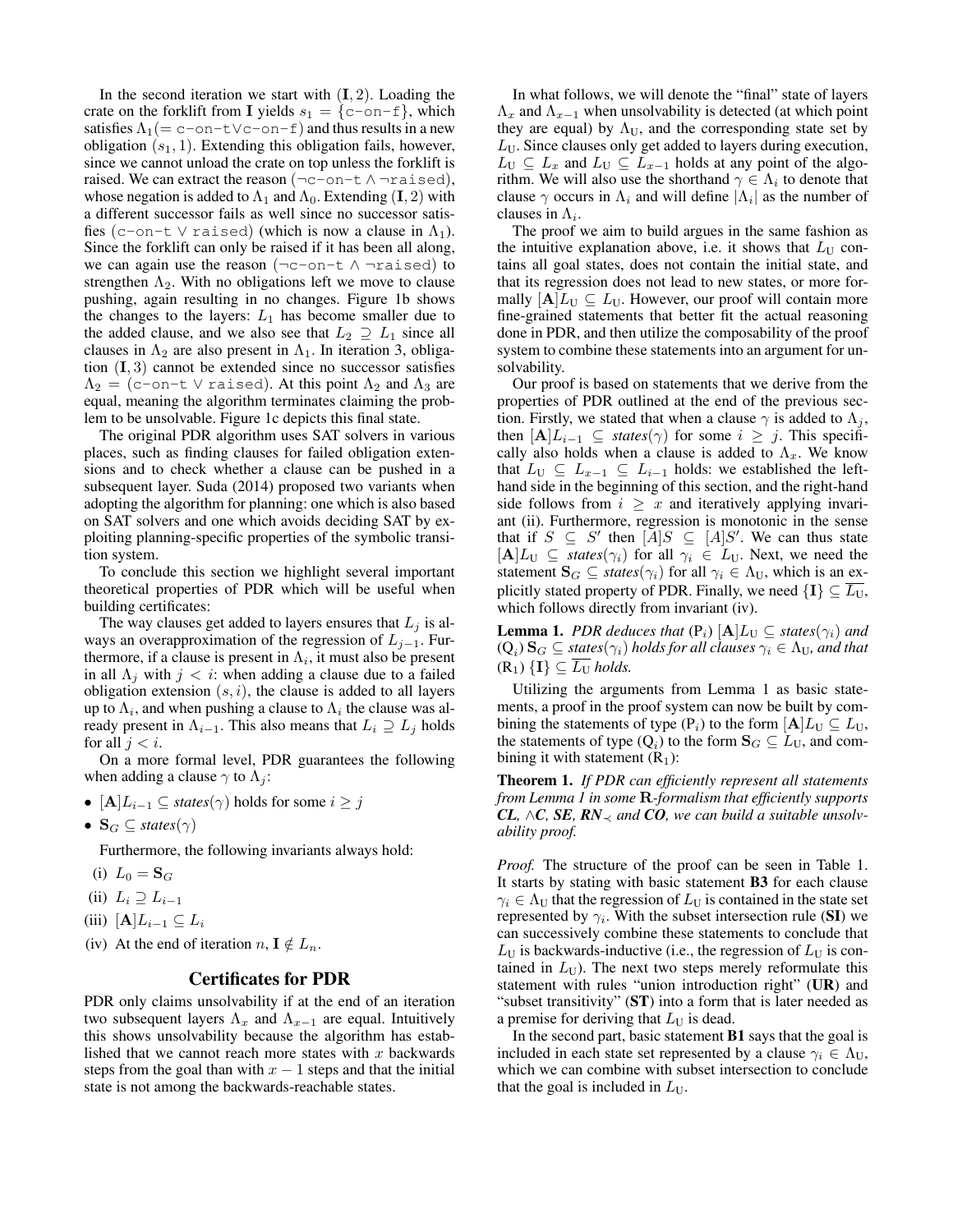In the second iteration we start with $(\mathbf{I}, 2)$. Loading the crate on the forklift from $\mathbf{I}$ yields $s_1 = \{\texttt{c-on-f}\}$, which satisfies $\Lambda_1 (= \texttt{c-on-t} \lor \texttt{c-on-f})$ and thus results in a new obligation $(s_1, 1)$. Extending this obligation fails, however, since we cannot unload the crate on top unless the forklift is raised. We can extract the reason $(\neg\texttt{c-on-t} \land \neg\texttt{raised})$, whose negation is added to $\Lambda_1$ and $\Lambda_0$. Extending $(\mathbf{I}, 2)$ with a different successor fails as well since no successor satisfies $(\texttt{c-on-t} \lor \texttt{raised})$ (which is now a clause in $\Lambda_1$). Since the forklift can only be raised if it has been all along, we can again use the reason $(\neg\texttt{c-on-t} \land \neg\texttt{raised})$ to strengthen $\Lambda_2$. With no obligations left we move to clause pushing, again resulting in no changes. Figure 1b shows the changes to the layers: $L_1$ has become smaller due to the added clause, and we also see that $L_2 \supseteq L_1$ since all clauses in $\Lambda_2$ are also present in $\Lambda_1$. In iteration 3, obligation $(\mathbf{I}, 3)$ cannot be extended since no successor satisfies $\Lambda_2 = (\texttt{c-on-t} \lor \texttt{raised})$. At this point $\Lambda_2$ and $\Lambda_3$ are equal, meaning the algorithm terminates claiming the problem to be unsolvable. Figure 1c depicts this final state.

The original PDR algorithm uses SAT solvers in various places, such as finding clauses for failed obligation extensions and to check whether a clause can be pushed in a subsequent layer. Suda (2014) proposed two variants when adopting the algorithm for planning: one which is also based on SAT solvers and one which avoids deciding SAT by exploiting planning-specific properties of the symbolic transition system.

To conclude this section we highlight several important theoretical properties of PDR which will be useful when building certificates:

The way clauses get added to layers ensures that $L_j$ is always an overapproximation of the regression of $L_{j-1}$. Furthermore, if a clause is present in $\Lambda_i$, it must also be present in all $\Lambda_j$ with $j < i$: when adding a clause due to a failed obligation extension $(s, i)$, the clause is added to all layers up to $\Lambda_i$, and when pushing a clause to $\Lambda_i$ the clause was already present in $\Lambda_{i-1}$. This also means that $L_i \supseteq L_j$ holds for all $j < i$.

On a more formal level, PDR guarantees the following when adding a clause $\gamma$ to $\Lambda_j$:

- $[\mathbf{A}]L_{i-1} \subseteq \textit{states}(\gamma)$ holds for some $i \geq j$
- $\mathbf{S}_G \subseteq \textit{states}(\gamma)$

Furthermore, the following invariants always hold:

(i) $L_0 = \mathbf{S}_G$

(ii) $L_i \supseteq L_{i-1}$

(iii) $[\mathbf{A}]L_{i-1} \subseteq L_i$

(iv) At the end of iteration $n$, $\mathbf{I} \notin L_n$.

## Certificates for PDR

PDR only claims unsolvability if at the end of an iteration two subsequent layers $\Lambda_x$ and $\Lambda_{x-1}$ are equal. Intuitively this shows unsolvability because the algorithm has established that we cannot reach more states with $x$ backwards steps from the goal than with $x - 1$ steps and that the initial state is not among the backwards-reachable states.

In what follows, we will denote the "final" state of layers $\Lambda_x$ and $\Lambda_{x-1}$ when unsolvability is detected (at which point they are equal) by $\Lambda_{\text{U}}$, and the corresponding state set by $L_{\text{U}}$. Since clauses only get added to layers during execution, $L_{\text{U}} \subseteq L_x$ and $L_{\text{U}} \subseteq L_{x-1}$ holds at any point of the algorithm. We will also use the shorthand $\gamma \in \Lambda_i$ to denote that clause $\gamma$ occurs in $\Lambda_i$ and will define $|\Lambda_i|$ as the number of clauses in $\Lambda_i$.

The proof we aim to build argues in the same fashion as the intuitive explanation above, i.e. it shows that $L_{\text{U}}$ contains all goal states, does not contain the initial state, and that its regression does not lead to new states, or more formally $[\mathbf{A}]L_{\text{U}} \subseteq L_{\text{U}}$. However, our proof will contain more fine-grained statements that better fit the actual reasoning done in PDR, and then utilize the composability of the proof system to combine these statements into an argument for unsolvability.

Our proof is based on statements that we derive from the properties of PDR outlined at the end of the previous section. Firstly, we stated that when a clause $\gamma$ is added to $\Lambda_j$, then $[\mathbf{A}]L_{i-1} \subseteq \textit{states}(\gamma)$ for some $i \geq j$. This specifically also holds when a clause is added to $\Lambda_x$. We know that $L_{\text{U}} \subseteq L_{x-1} \subseteq L_{i-1}$ holds: we established the left-hand side in the beginning of this section, and the right-hand side follows from $i \geq x$ and iteratively applying invariant (ii). Furthermore, regression is monotonic in the sense that if $S \subseteq S'$ then $[A]S \subseteq [A]S'$. We can thus state $[\mathbf{A}]L_{\text{U}} \subseteq \textit{states}(\gamma_i)$ for all $\gamma_i \in L_{\text{U}}$. Next, we need the statement $\mathbf{S}_G \subseteq \textit{states}(\gamma_i)$ for all $\gamma_i \in \Lambda_{\text{U}}$, which is an explicitly stated property of PDR. Finally, we need $\{\mathbf{I}\} \subseteq \overline{L_{\text{U}}}$, which follows directly from invariant (iv).

**Lemma 1.** *PDR deduces that* ($\text{P}_i$) $[\mathbf{A}]L_{\text{U}} \subseteq \textit{states}(\gamma_i)$ *and* ($\text{Q}_i$) $\mathbf{S}_G \subseteq \textit{states}(\gamma_i)$ *holds for all clauses* $\gamma_i \in \Lambda_{\text{U}}$*, and that* ($\text{R}_1$) $\{\mathbf{I}\} \subseteq \overline{L_{\text{U}}}$ *holds.*

Utilizing the arguments from Lemma 1 as basic statements, a proof in the proof system can now be built by combining the statements of type ($\text{P}_i$) to the form $[\mathbf{A}]L_{\text{U}} \subseteq L_{\text{U}}$, the statements of type ($\text{Q}_i$) to the form $\mathbf{S}_G \subseteq L_{\text{U}}$, and combining it with statement ($\text{R}_1$):

**Theorem 1.** *If PDR can efficiently represent all statements from Lemma 1 in some* **R***-formalism that efficiently supports* ***CL****,* ***∧C****,* ***SE****,* ***RN***$_{\prec}$ *and* ***CO****, we can build a suitable unsolvability proof.*

*Proof.* The structure of the proof can be seen in Table 1. It starts by stating with basic statement **B3** for each clause $\gamma_i \in \Lambda_{\text{U}}$ that the regression of $L_{\text{U}}$ is contained in the state set represented by $\gamma_i$. With the subset intersection rule (**SI**) we can successively combine these statements to conclude that $L_{\text{U}}$ is backwards-inductive (i.e., the regression of $L_{\text{U}}$ is contained in $L_{\text{U}}$). The next two steps merely reformulate this statement with rules "union introduction right" (**UR**) and "subset transitivity" (**ST**) into a form that is later needed as a premise for deriving that $L_{\text{U}}$ is dead.

In the second part, basic statement **B1** says that the goal is included in each state set represented by a clause $\gamma_i \in \Lambda_{\text{U}}$, which we can combine with subset intersection to conclude that the goal is included in $L_{\text{U}}$.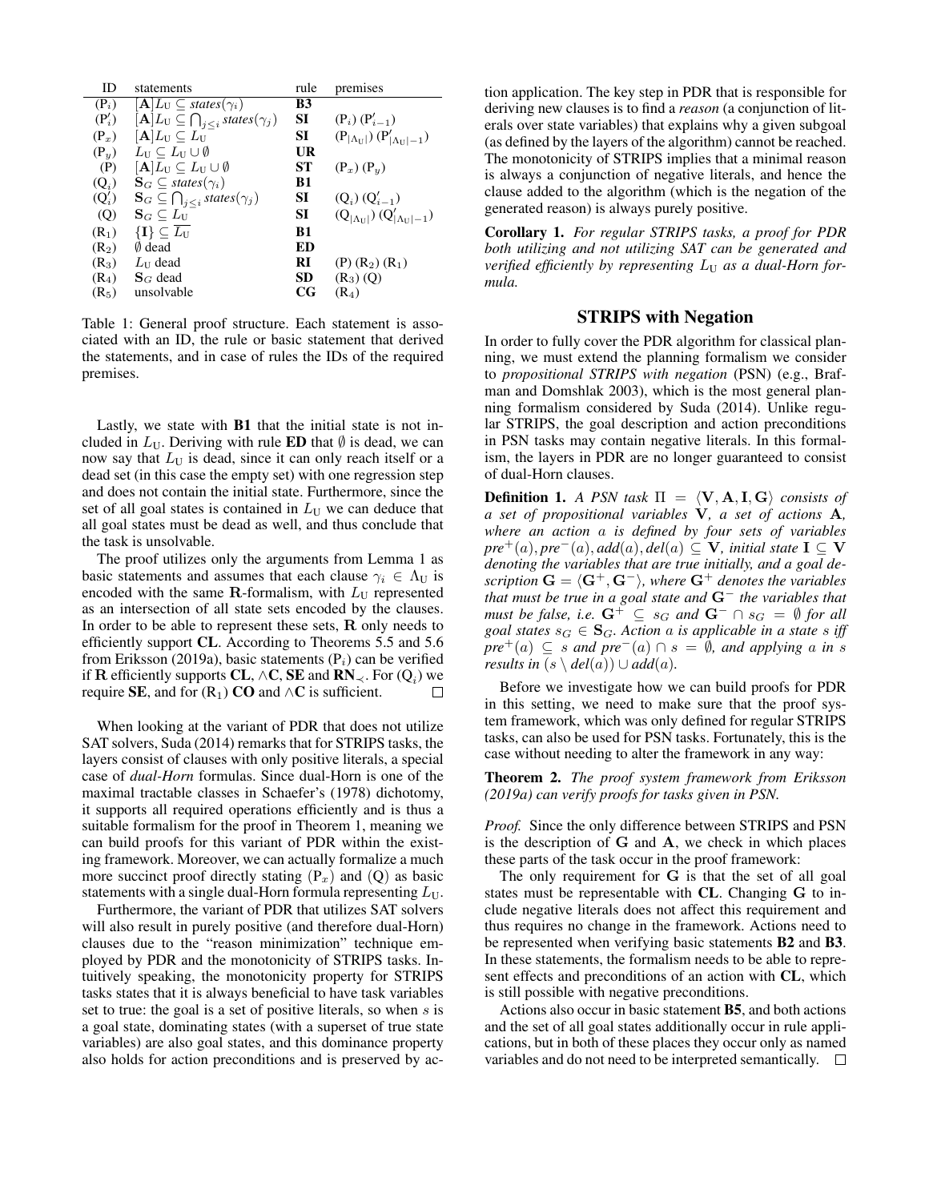| ID | statements | rule | premises |
|---|---|---|---|
| $(P_i)$ | $[\mathbf{A}]L_U \subseteq \mathit{states}(\gamma_i)$ | **B3** | |
| $(P'_i)$ | $[\mathbf{A}]L_U \subseteq \bigcap_{j \leq i} \mathit{states}(\gamma_j)$ | **SI** | $(P_i)$ $(P'_{i-1})$ |
| $(P_x)$ | $[\mathbf{A}]L_U \subseteq L_U$ | **SI** | $(P_{\lvert\Lambda_U\rvert})$ $(P'_{\lvert\Lambda_U\rvert-1})$ |
| $(P_y)$ | $L_U \subseteq L_U \cup \emptyset$ | **UR** | |
| $(P)$ | $[\mathbf{A}]L_U \subseteq L_U \cup \emptyset$ | **ST** | $(P_x)$ $(P_y)$ |
| $(Q_i)$ | $\mathbf{S}_G \subseteq \mathit{states}(\gamma_i)$ | **B1** | |
| $(Q'_i)$ | $\mathbf{S}_G \subseteq \bigcap_{j \leq i} \mathit{states}(\gamma_j)$ | **SI** | $(Q_i)$ $(Q'_{i-1})$ |
| $(Q)$ | $\mathbf{S}_G \subseteq L_U$ | **SI** | $(Q_{\lvert\Lambda_U\rvert})$ $(Q'_{\lvert\Lambda_U\rvert-1})$ |
| $(R_1)$ | $\{\mathbf{I}\} \subseteq \overline{L_U}$ | **B1** | |
| $(R_2)$ | $\emptyset$ dead | **ED** | |
| $(R_3)$ | $L_U$ dead | **RI** | $(P)$ $(R_2)$ $(R_1)$ |
| $(R_4)$ | $\mathbf{S}_G$ dead | **SD** | $(R_3)$ $(Q)$ |
| $(R_5)$ | unsolvable | **CG** | $(R_4)$ |

Table 1: General proof structure. Each statement is associated with an ID, the rule or basic statement that derived the statements, and in case of rules the IDs of the required premises.

Lastly, we state with **B1** that the initial state is not included in $L_U$. Deriving with rule **ED** that $\emptyset$ is dead, we can now say that $L_U$ is dead, since it can only reach itself or a dead set (in this case the empty set) with one regression step and does not contain the initial state. Furthermore, since the set of all goal states is contained in $L_U$ we can deduce that all goal states must be dead as well, and thus conclude that the task is unsolvable.

The proof utilizes only the arguments from Lemma 1 as basic statements and assumes that each clause $\gamma_i \in \Lambda_U$ is encoded with the same $\mathbf{R}$-formalism, with $L_U$ represented as an intersection of all state sets encoded by the clauses. In order to be able to represent these sets, $\mathbf{R}$ only needs to efficiently support **CL**. According to Theorems 5.5 and 5.6 from Eriksson (2019a), basic statements $(P_i)$ can be verified if $\mathbf{R}$ efficiently supports **CL**, $\wedge$**C**, **SE** and $\mathbf{RN}_{\prec}$. For $(Q_i)$ we require **SE**, and for $(R_1)$ **CO** and $\wedge$**C** is sufficient. $\square$

When looking at the variant of PDR that does not utilize SAT solvers, Suda (2014) remarks that for STRIPS tasks, the layers consist of clauses with only positive literals, a special case of *dual-Horn* formulas. Since dual-Horn is one of the maximal tractable classes in Schaefer's (1978) dichotomy, it supports all required operations efficiently and is thus a suitable formalism for the proof in Theorem 1, meaning we can build proofs for this variant of PDR within the existing framework. Moreover, we can actually formalize a much more succinct proof directly stating $(P_x)$ and $(Q)$ as basic statements with a single dual-Horn formula representing $L_U$.

Furthermore, the variant of PDR that utilizes SAT solvers will also result in purely positive (and therefore dual-Horn) clauses due to the "reason minimization" technique employed by PDR and the monotonicity of STRIPS tasks. Intuitively speaking, the monotonicity property for STRIPS tasks states that it is always beneficial to have task variables set to true: the goal is a set of positive literals, so when $s$ is a goal state, dominating states (with a superset of true state variables) are also goal states, and this dominance property also holds for action preconditions and is preserved by action application. The key step in PDR that is responsible for deriving new clauses is to find a *reason* (a conjunction of literals over state variables) that explains why a given subgoal (as defined by the layers of the algorithm) cannot be reached. The monotonicity of STRIPS implies that a minimal reason is always a conjunction of negative literals, and hence the clause added to the algorithm (which is the negation of the generated reason) is always purely positive.

**Corollary 1.** *For regular STRIPS tasks, a proof for PDR both utilizing and not utilizing SAT can be generated and verified efficiently by representing $L_U$ as a dual-Horn formula.*

## STRIPS with Negation

In order to fully cover the PDR algorithm for classical planning, we must extend the planning formalism we consider to *propositional STRIPS with negation* (PSN) (e.g., Brafman and Domshlak 2003), which is the most general planning formalism considered by Suda (2014). Unlike regular STRIPS, the goal description and action preconditions in PSN tasks may contain negative literals. In this formalism, the layers in PDR are no longer guaranteed to consist of dual-Horn clauses.

**Definition 1.** *A PSN task $\Pi = \langle \mathbf{V}, \mathbf{A}, \mathbf{I}, \mathbf{G} \rangle$ consists of a set of propositional variables $\mathbf{V}$, a set of actions $\mathbf{A}$, where an action $a$ is defined by four sets of variables $pre^+(a), pre^-(a), add(a), del(a) \subseteq \mathbf{V}$, initial state $\mathbf{I} \subseteq \mathbf{V}$ denoting the variables that are true initially, and a goal description $\mathbf{G} = \langle \mathbf{G}^+, \mathbf{G}^- \rangle$, where $\mathbf{G}^+$ denotes the variables that must be true in a goal state and $\mathbf{G}^-$ the variables that must be false, i.e. $\mathbf{G}^+ \subseteq s_G$ and $\mathbf{G}^- \cap s_G = \emptyset$ for all goal states $s_G \in \mathbf{S}_G$. Action $a$ is applicable in a state $s$ iff $pre^+(a) \subseteq s$ and $pre^-(a) \cap s = \emptyset$, and applying $a$ in $s$ results in $(s \setminus del(a)) \cup add(a)$.*

Before we investigate how we can build proofs for PDR in this setting, we need to make sure that the proof system framework, which was only defined for regular STRIPS tasks, can also be used for PSN tasks. Fortunately, this is the case without needing to alter the framework in any way:

**Theorem 2.** *The proof system framework from Eriksson (2019a) can verify proofs for tasks given in PSN.*

*Proof.* Since the only difference between STRIPS and PSN is the description of $\mathbf{G}$ and $\mathbf{A}$, we check in which places these parts of the task occur in the proof framework:

The only requirement for $\mathbf{G}$ is that the set of all goal states must be representable with **CL**. Changing $\mathbf{G}$ to include negative literals does not affect this requirement and thus requires no change in the framework. Actions need to be represented when verifying basic statements **B2** and **B3**. In these statements, the formalism needs to be able to represent effects and preconditions of an action with **CL**, which is still possible with negative preconditions.

Actions also occur in basic statement **B5**, and both actions and the set of all goal states additionally occur in rule applications, but in both of these places they occur only as named variables and do not need to be interpreted semantically. $\square$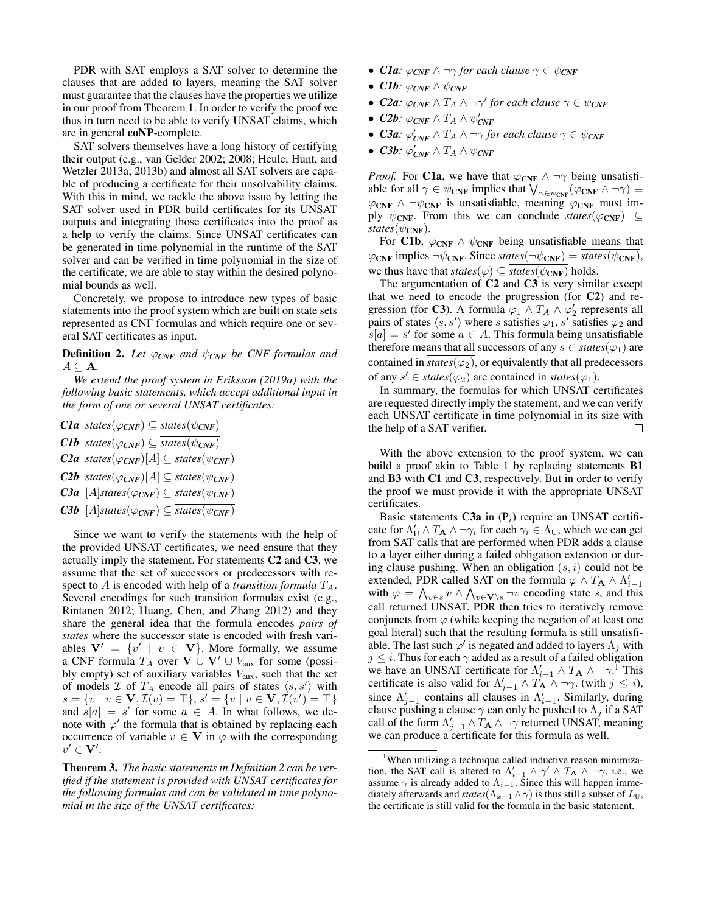PDR with SAT employs a SAT solver to determine the clauses that are added to layers, meaning the SAT solver must guarantee that the clauses have the properties we utilize in our proof from Theorem 1. In order to verify the proof we thus in turn need to be able to verify UNSAT claims, which are in general **coNP**-complete.

SAT solvers themselves have a long history of certifying their output (e.g., van Gelder 2002; 2008; Heule, Hunt, and Wetzler 2013a; 2013b) and almost all SAT solvers are capable of producing a certificate for their unsolvability claims. With this in mind, we tackle the above issue by letting the SAT solver used in PDR build certificates for its UNSAT outputs and integrating those certificates into the proof as a help to verify the claims. Since UNSAT certificates can be generated in time polynomial in the runtime of the SAT solver and can be verified in time polynomial in the size of the certificate, we are able to stay within the desired polynomial bounds as well.

Concretely, we propose to introduce new types of basic statements into the proof system which are built on state sets represented as CNF formulas and which require one or several SAT certificates as input.

**Definition 2.** *Let $\varphi_{CNF}$ and $\psi_{CNF}$ be CNF formulas and $A \subseteq \mathbf{A}$.*

*We extend the proof system in Eriksson (2019a) with the following basic statements, which accept additional input in the form of one or several UNSAT certificates:*

- ***C1a*** $states(\varphi_{CNF}) \subseteq states(\psi_{CNF})$
- ***C1b*** $states(\varphi_{CNF}) \subseteq \overline{states(\psi_{CNF})}$
- ***C2a*** $states(\varphi_{CNF})[A] \subseteq states(\psi_{CNF})$
- ***C2b*** $states(\varphi_{CNF})[A] \subseteq \overline{states(\psi_{CNF})}$
- ***C3a*** $[A]states(\varphi_{CNF}) \subseteq states(\psi_{CNF})$
- ***C3b*** $[A]states(\varphi_{CNF}) \subseteq \overline{states(\psi_{CNF})}$

Since we want to verify the statements with the help of the provided UNSAT certificates, we need ensure that they actually imply the statement. For statements **C2** and **C3**, we assume that the set of successors or predecessors with respect to $A$ is encoded with help of a *transition formula* $T_A$. Several encodings for such transition formulas exist (e.g., Rintanen 2012; Huang, Chen, and Zhang 2012) and they share the general idea that the formula encodes *pairs of states* where the successor state is encoded with fresh variables $\mathbf{V}' = \{v' \mid v \in \mathbf{V}\}$. More formally, we assume a CNF formula $T_A$ over $\mathbf{V} \cup \mathbf{V}' \cup V_{\text{aux}}$ for some (possibly empty) set of auxiliary variables $V_{\text{aux}}$, such that the set of models $\mathcal{I}$ of $T_A$ encode all pairs of states $\langle s, s' \rangle$ with $s = \{v \mid v \in \mathbf{V}, \mathcal{I}(v) = \top\}$, $s' = \{v \mid v \in \mathbf{V}, \mathcal{I}(v') = \top\}$ and $s[a] = s'$ for some $a \in A$. In what follows, we denote with $\varphi'$ the formula that is obtained by replacing each occurrence of variable $v \in \mathbf{V}$ in $\varphi$ with the corresponding $v' \in \mathbf{V}'$.

**Theorem 3.** *The basic statements in Definition 2 can be verified if the statement is provided with UNSAT certificates for the following formulas and can be validated in time polynomial in the size of the UNSAT certificates:*

- ***C1a:*** *$\varphi_{CNF} \wedge \neg\gamma$ for each clause $\gamma \in \psi_{CNF}$*
- ***C1b:*** *$\varphi_{CNF} \wedge \psi_{CNF}$*
- ***C2a:*** *$\varphi_{CNF} \wedge T_A \wedge \neg\gamma'$ for each clause $\gamma \in \psi_{CNF}$*
- ***C2b:*** *$\varphi_{CNF} \wedge T_A \wedge \psi'_{CNF}$*
- ***C3a:*** *$\varphi'_{CNF} \wedge T_A \wedge \neg\gamma$ for each clause $\gamma \in \psi_{CNF}$*
- ***C3b:*** *$\varphi'_{CNF} \wedge T_A \wedge \psi_{CNF}$*

*Proof.* For **C1a**, we have that $\varphi_{\mathbf{CNF}} \wedge \neg\gamma$ being unsatisfiable for all $\gamma \in \psi_{\mathbf{CNF}}$ implies that $\bigvee_{\gamma \in \psi_{\mathbf{CNF}}}(\varphi_{\mathbf{CNF}} \wedge \neg\gamma) \equiv \varphi_{\mathbf{CNF}} \wedge \neg\psi_{\mathbf{CNF}}$ is unsatisfiable, meaning $\varphi_{\mathbf{CNF}}$ must imply $\psi_{\mathbf{CNF}}$. From this we can conclude $states(\varphi_{\mathbf{CNF}}) \subseteq states(\psi_{\mathbf{CNF}})$.

For **C1b**, $\varphi_{\mathbf{CNF}} \wedge \psi_{\mathbf{CNF}}$ being unsatisfiable means that $\varphi_{\mathbf{CNF}}$ implies $\neg\psi_{\mathbf{CNF}}$. Since $states(\neg\psi_{\mathbf{CNF}}) = \overline{states(\psi_{\mathbf{CNF}})}$, we thus have that $states(\varphi) \subseteq \overline{states(\psi_{\mathbf{CNF}})}$ holds.

The argumentation of **C2** and **C3** is very similar except that we need to encode the progression (for **C2**) and regression (for **C3**). A formula $\varphi_1 \wedge T_A \wedge \varphi_2'$ represents all pairs of states $\langle s, s' \rangle$ where $s$ satisfies $\varphi_1$, $s'$ satisfies $\varphi_2$ and $s[a] = s'$ for some $a \in A$. This formula being unsatisfiable therefore means that all successors of any $s \in states(\varphi_1)$ are contained in $\overline{states(\varphi_2)}$, or equivalently that all predecessors of any $s' \in states(\varphi_2)$ are contained in $\overline{states(\varphi_1)}$.

In summary, the formulas for which UNSAT certificates are requested directly imply the statement, and we can verify each UNSAT certificate in time polynomial in its size with the help of a SAT verifier. $\square$

With the above extension to the proof system, we can build a proof akin to Table 1 by replacing statements **B1** and **B3** with **C1** and **C3**, respectively. But in order to verify the proof we must provide it with the appropriate UNSAT certificates.

Basic statements **C3a** in ($\text{P}_i$) require an UNSAT certificate for $\Lambda_{\text{U}}' \wedge T_{\mathbf{A}} \wedge \neg\gamma_i$ for each $\gamma_i \in \Lambda_{\text{U}}$, which we can get from SAT calls that are performed when PDR adds a clause to a layer either during a failed obligation extension or during clause pushing. When an obligation $(s, i)$ could not be extended, PDR called SAT on the formula $\varphi \wedge T_{\mathbf{A}} \wedge \Lambda_{i-1}'$ with $\varphi = \bigwedge_{v \in s} v \wedge \bigwedge_{v \in \mathbf{V} \setminus s} \neg v$ encoding state $s$, and this call returned UNSAT. PDR then tries to iteratively remove conjuncts from $\varphi$ (while keeping the negation of at least one goal literal) such that the resulting formula is still unsatisfiable. The last such $\varphi'$ is negated and added to layers $\Lambda_j$ with $j \leq i$. Thus for each $\gamma$ added as a result of a failed obligation we have an UNSAT certificate for $\Lambda_{i-1}' \wedge T_{\mathbf{A}} \wedge \neg\gamma$.[1] This certificate is also valid for $\Lambda_{j-1}' \wedge T_{\mathbf{A}} \wedge \neg\gamma$. (with $j \leq i$), since $\Lambda_{j-1}'$ contains all clauses in $\Lambda_{i-1}'$. Similarly, during clause pushing a clause $\gamma$ can only be pushed to $\Lambda_j$ if a SAT call of the form $\Lambda_{j-1}' \wedge T_{\mathbf{A}} \wedge \neg\gamma$ returned UNSAT, meaning we can produce a certificate for this formula as well.

[1] When utilizing a technique called inductive reason minimization, the SAT call is altered to $\Lambda_{i-1}' \wedge \gamma' \wedge T_{\mathbf{A}} \wedge \neg\gamma$, i.e., we assume $\gamma$ is already added to $\Lambda_{i-1}$. Since this will happen immediately afterwards and $states(\Lambda_{x-1} \wedge \gamma)$ is thus still a subset of $L_{\text{U}}$, the certificate is still valid for the formula in the basic statement.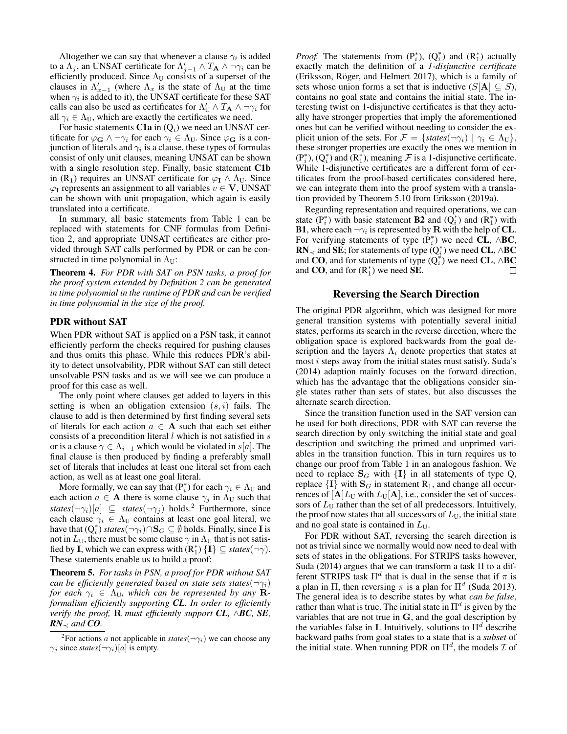Altogether we can say that whenever a clause $\gamma_i$ is added to a $\Lambda_j$, an UNSAT certificate for $\Lambda'_{j-1} \wedge T_{\mathbf{A}} \wedge \neg\gamma_i$ can be efficiently produced. Since $\Lambda_{\mathrm{U}}$ consists of a superset of the clauses in $\Lambda'_{x-1}$ (where $\Lambda_x$ is the state of $\Lambda_{\mathrm{U}}$ at the time when $\gamma_i$ is added to it), the UNSAT certificate for these SAT calls can also be used as certificates for $\Lambda'_{\mathrm{U}} \wedge T_{\mathbf{A}} \wedge \neg\gamma_i$ for all $\gamma_i \in \Lambda_{\mathrm{U}}$, which are exactly the certificates we need.

For basic statements **C1a** in ($\mathrm{Q}_i$) we need an UNSAT certificate for $\varphi_{\mathbf{G}} \wedge \neg\gamma_i$ for each $\gamma_i \in \Lambda_{\mathrm{U}}$. Since $\varphi_{\mathbf{G}}$ is a conjunction of literals and $\gamma_i$ is a clause, these types of formulas consist of only unit clauses, meaning UNSAT can be shown with a single resolution step. Finally, basic statement **C1b** in ($\mathrm{R}_1$) requires an UNSAT certificate for $\varphi_{\mathbf{I}} \wedge \Lambda_{\mathrm{U}}$. Since $\varphi_{\mathbf{I}}$ represents an assignment to all variables $v \in \mathbf{V}$, UNSAT can be shown with unit propagation, which again is easily translated into a certificate.

In summary, all basic statements from Table 1 can be replaced with statements for CNF formulas from Definition 2, and appropriate UNSAT certificates are either provided through SAT calls performed by PDR or can be constructed in time polynomial in $\Lambda_{\mathrm{U}}$:

**Theorem 4.** *For PDR with SAT on PSN tasks, a proof for the proof system extended by Definition 2 can be generated in time polynomial in the runtime of PDR and can be verified in time polynomial in the size of the proof.*

### PDR without SAT

When PDR without SAT is applied on a PSN task, it cannot efficiently perform the checks required for pushing clauses and thus omits this phase. While this reduces PDR's ability to detect unsolvability, PDR without SAT can still detect unsolvable PSN tasks and as we will see we can produce a proof for this case as well.

The only point where clauses get added to layers in this setting is when an obligation extension $(s, i)$ fails. The clause to add is then determined by first finding several sets of literals for each action $a \in \mathbf{A}$ such that each set either consists of a precondition literal $l$ which is not satisfied in $s$ or is a clause $\gamma \in \Lambda_{i-1}$ which would be violated in $s[a]$. The final clause is then produced by finding a preferably small set of literals that includes at least one literal set from each action, as well as at least one goal literal.

More formally, we can say that ($\mathrm{P}_i^*$) for each $\gamma_i \in \Lambda_{\mathrm{U}}$ and each action $a \in \mathbf{A}$ there is some clause $\gamma_j$ in $\Lambda_{\mathrm{U}}$ such that $\mathit{states}(\neg\gamma_i)[a] \subseteq \mathit{states}(\neg\gamma_j)$ holds.[2] Furthermore, since each clause $\gamma_i \in \Lambda_{\mathrm{U}}$ contains at least one goal literal, we have that ($\mathrm{Q}_i^*$) $\mathit{states}(\neg\gamma_i) \cap \mathbf{S}_G \subseteq \emptyset$ holds. Finally, since $\mathbf{I}$ is not in $L_{\mathrm{U}}$, there must be some clause $\gamma$ in $\Lambda_{\mathrm{U}}$ that is not satisfied by $\mathbf{I}$, which we can express with ($\mathrm{R}_1^*$) $\{\mathbf{I}\} \subseteq \mathit{states}(\neg\gamma)$. These statements enable us to build a proof:

**Theorem 5.** *For tasks in PSN, a proof for PDR without SAT can be efficiently generated based on state sets $\mathit{states}(\neg\gamma_i)$ for each $\gamma_i \in \Lambda_{\mathrm{U}}$, which can be represented by any $\mathbf{R}$-formalism efficiently supporting **CL**. In order to efficiently verify the proof, $\mathbf{R}$ must efficiently support **CL**, $\wedge$**BC**, **SE**, **RN**$_\prec$ and **CO**.*

*Proof.* The statements from ($\mathrm{P}_i^*$), ($\mathrm{Q}_i^*$) and ($\mathrm{R}_1^*$) actually exactly match the definition of a *1-disjunctive certificate* (Eriksson, Röger, and Helmert 2017), which is a family of sets whose union forms a set that is inductive ($S[\mathbf{A}] \subseteq S$), contains no goal state and contains the initial state. The interesting twist on 1-disjunctive certificates is that they actually have stronger properties that imply the aforementioned ones but can be verified without needing to consider the explicit union of the sets. For $\mathcal{F} = \{\mathit{states}(\neg\gamma_i) \mid \gamma_i \in \Lambda_{\mathrm{U}}\}$, these stronger properties are exactly the ones we mention in ($\mathrm{P}_i^*$), ($\mathrm{Q}_i^*$) and ($\mathrm{R}_1^*$), meaning $\mathcal{F}$ is a 1-disjunctive certificate. While 1-disjunctive certificates are a different form of certificates from the proof-based certificates considered here, we can integrate them into the proof system with a translation provided by Theorem 5.10 from Eriksson (2019a).

Regarding representation and required operations, we can state ($\mathrm{P}_i^*$) with basic statement **B2** and ($\mathrm{Q}_i^*$) and ($\mathrm{R}_1^*$) with **B1**, where each $\neg\gamma_i$ is represented by $\mathbf{R}$ with the help of **CL**. For verifying statements of type ($\mathrm{P}_i^*$) we need **CL**, $\wedge$**BC**, **RN**$_\prec$ and **SE**; for statements of type ($\mathrm{Q}_i^*$) we need **CL**, $\wedge$**BC** and **CO**, and for statements of type ($\mathrm{Q}_i^*$) we need **CL**, $\wedge$**BC** and **CO**, and for ($\mathrm{R}_1^*$) we need **SE**. □

## Reversing the Search Direction

The original PDR algorithm, which was designed for more general transition systems with potentially several initial states, performs its search in the reverse direction, where the obligation space is explored backwards from the goal description and the layers $\Lambda_i$ denote properties that states at most $i$ steps away from the initial states must satisfy. Suda's (2014) adaption mainly focuses on the forward direction, which has the advantage that the obligations consider single states rather than sets of states, but also discusses the alternate search direction.

Since the transition function used in the SAT version can be used for both directions, PDR with SAT can reverse the search direction by only switching the initial state and goal description and switching the primed and unprimed variables in the transition function. This in turn requires us to change our proof from Table 1 in an analogous fashion. We need to replace $\mathbf{S}_G$ with $\{\mathbf{I}\}$ in all statements of type Q, replace $\{\mathbf{I}\}$ with $\mathbf{S}_G$ in statement $\mathrm{R}_1$, and change all occurrences of $[\mathbf{A}]L_{\mathrm{U}}$ with $L_{\mathrm{U}}[\mathbf{A}]$, i.e., consider the set of successors of $L_{\mathrm{U}}$ rather than the set of all predecessors. Intuitively, the proof now states that all successors of $L_{\mathrm{U}}$, the initial state and no goal state is contained in $L_{\mathrm{U}}$.

For PDR without SAT, reversing the search direction is not as trivial since we normally would now need to deal with sets of states in the obligations. For STRIPS tasks however, Suda (2014) argues that we can transform a task $\Pi$ to a different STRIPS task $\Pi^d$ that is dual in the sense that if $\pi$ is a plan in $\Pi$, then reversing $\pi$ is a plan for $\Pi^d$ (Suda 2013). The general idea is to describe states by what *can be false*, rather than what is true. The initial state in $\Pi^d$ is given by the variables that are not true in $\mathbf{G}$, and the goal description by the variables false in $\mathbf{I}$. Intuitively, solutions to $\Pi^d$ describe backward paths from goal states to a state that is a *subset* of the initial state. When running PDR on $\Pi^d$, the models $\mathcal{I}$ of

[2]For actions $a$ not applicable in $\mathit{states}(\neg\gamma_i)$ we can choose any $\gamma_j$ since $\mathit{states}(\neg\gamma_i)[a]$ is empty.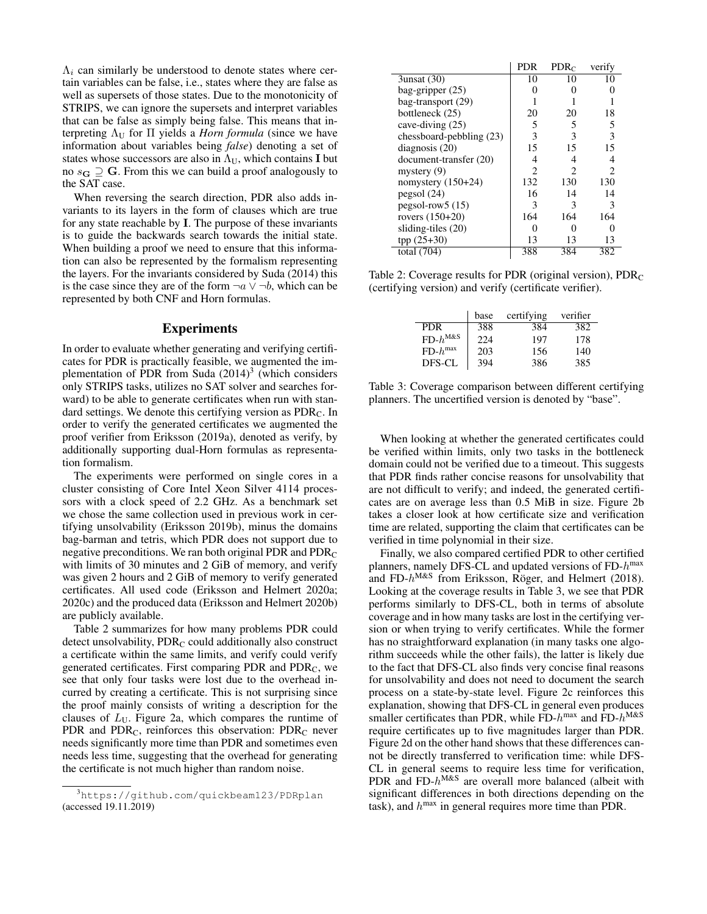$\Lambda_i$ can similarly be understood to denote states where certain variables can be false, i.e., states where they are false as well as supersets of those states. Due to the monotonicity of STRIPS, we can ignore the supersets and interpret variables that can be false as simply being false. This means that interpreting $\Lambda_U$ for $\Pi$ yields a *Horn formula* (since we have information about variables being *false*) denoting a set of states whose successors are also in $\Lambda_U$, which contains $\mathbf{I}$ but no $s_{\mathbf{G}} \supseteq \mathbf{G}$. From this we can build a proof analogously to the SAT case.

When reversing the search direction, PDR also adds invariants to its layers in the form of clauses which are true for any state reachable by $\mathbf{I}$. The purpose of these invariants is to guide the backwards search towards the initial state. When building a proof we need to ensure that this information can also be represented by the formalism representing the layers. For the invariants considered by Suda (2014) this is the case since they are of the form $\neg a \vee \neg b$, which can be represented by both CNF and Horn formulas.

## Experiments

In order to evaluate whether generating and verifying certificates for PDR is practically feasible, we augmented the implementation of PDR from Suda (2014)[3] (which considers only STRIPS tasks, utilizes no SAT solver and searches forward) to be able to generate certificates when run with standard settings. We denote this certifying version as $\text{PDR}_\text{C}$. In order to verify the generated certificates we augmented the proof verifier from Eriksson (2019a), denoted as verify, by additionally supporting dual-Horn formulas as representation formalism.

The experiments were performed on single cores in a cluster consisting of Core Intel Xeon Silver 4114 processors with a clock speed of 2.2 GHz. As a benchmark set we chose the same collection used in previous work in certifying unsolvability (Eriksson 2019b), minus the domains bag-barman and tetris, which PDR does not support due to negative preconditions. We ran both original PDR and $\text{PDR}_\text{C}$ with limits of 30 minutes and 2 GiB of memory, and verify was given 2 hours and 2 GiB of memory to verify generated certificates. All used code (Eriksson and Helmert 2020a; 2020c) and the produced data (Eriksson and Helmert 2020b) are publicly available.

Table 2 summarizes for how many problems PDR could detect unsolvability, $\text{PDR}_\text{C}$ could additionally also construct a certificate within the same limits, and verify could verify generated certificates. First comparing PDR and $\text{PDR}_\text{C}$, we see that only four tasks were lost due to the overhead incurred by creating a certificate. This is not surprising since the proof mainly consists of writing a description for the clauses of $L_U$. Figure 2a, which compares the runtime of PDR and $\text{PDR}_\text{C}$, reinforces this observation: $\text{PDR}_\text{C}$ never needs significantly more time than PDR and sometimes even needs less time, suggesting that the overhead for generating the certificate is not much higher than random noise.

[3] https://github.com/quickbeam123/PDRplan (accessed 19.11.2019)

| | PDR | $\text{PDR}_\text{C}$ | verify |
|---|---|---|---|
| 3unsat (30) | 10 | 10 | 10 |
| bag-gripper (25) | 0 | 0 | 0 |
| bag-transport (29) | 1 | 1 | 1 |
| bottleneck (25) | 20 | 20 | 18 |
| cave-diving (25) | 5 | 5 | 5 |
| chessboard-pebbling (23) | 3 | 3 | 3 |
| diagnosis (20) | 15 | 15 | 15 |
| document-transfer (20) | 4 | 4 | 4 |
| mystery (9) | 2 | 2 | 2 |
| nomystery (150+24) | 132 | 130 | 130 |
| pegsol (24) | 16 | 14 | 14 |
| pegsol-row5 (15) | 3 | 3 | 3 |
| rovers (150+20) | 164 | 164 | 164 |
| sliding-tiles (20) | 0 | 0 | 0 |
| tpp (25+30) | 13 | 13 | 13 |
| total (704) | 388 | 384 | 382 |

Table 2: Coverage results for PDR (original version), $\text{PDR}_\text{C}$ (certifying version) and verify (certificate verifier).

| | base | certifying | verifier |
|---|---|---|---|
| PDR | 388 | 384 | 382 |
| FD-$h^{\text{M\&S}}$ | 224 | 197 | 178 |
| FD-$h^{\max}$ | 203 | 156 | 140 |
| DFS-CL | 394 | 386 | 385 |

Table 3: Coverage comparison between different certifying planners. The uncertified version is denoted by "base".

When looking at whether the generated certificates could be verified within limits, only two tasks in the bottleneck domain could not be verified due to a timeout. This suggests that PDR finds rather concise reasons for unsolvability that are not difficult to verify; and indeed, the generated certificates are on average less than 0.5 MiB in size. Figure 2b takes a closer look at how certificate size and verification time are related, supporting the claim that certificates can be verified in time polynomial in their size.

Finally, we also compared certified PDR to other certified planners, namely DFS-CL and updated versions of FD-$h^{\max}$ and FD-$h^{\text{M\&S}}$ from Eriksson, Röger, and Helmert (2018). Looking at the coverage results in Table 3, we see that PDR performs similarly to DFS-CL, both in terms of absolute coverage and in how many tasks are lost in the certifying version or when trying to verify certificates. While the former has no straightforward explanation (in many tasks one algorithm succeeds while the other fails), the latter is likely due to the fact that DFS-CL also finds very concise final reasons for unsolvability and does not need to document the search process on a state-by-state level. Figure 2c reinforces this explanation, showing that DFS-CL in general even produces smaller certificates than PDR, while FD-$h^{\max}$ and FD-$h^{\text{M\&S}}$ require certificates up to five magnitudes larger than PDR. Figure 2d on the other hand shows that these differences cannot be directly transferred to verification time: while DFS-CL in general seems to require less time for verification, PDR and FD-$h^{\text{M\&S}}$ are overall more balanced (albeit with significant differences in both directions depending on the task), and $h^{\max}$ in general requires more time than PDR.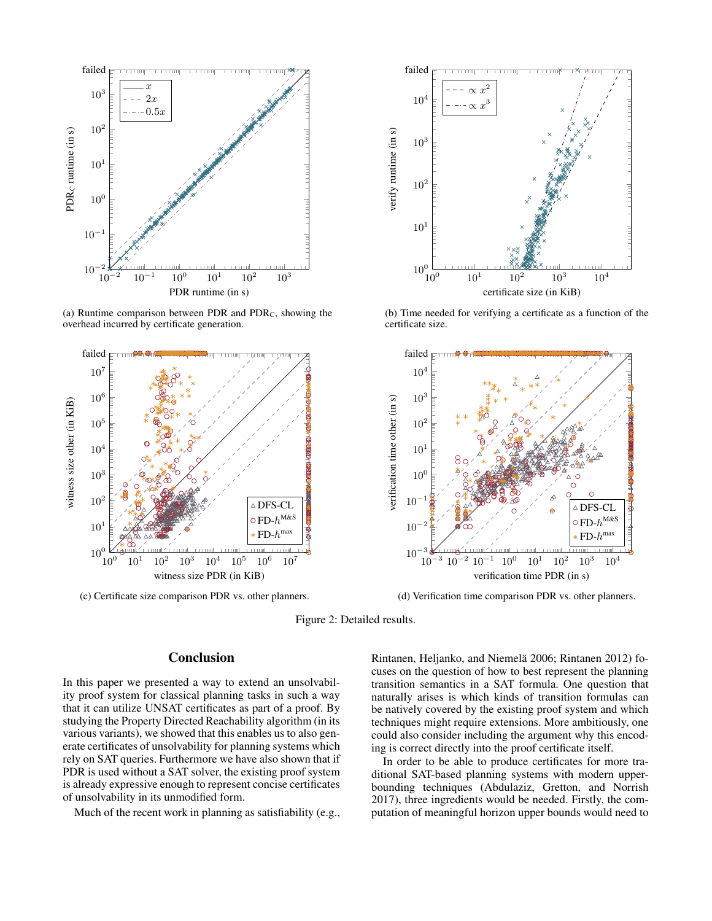(a) Runtime comparison between PDR and $PDR_C$, showing the overhead incurred by certificate generation.

(b) Time needed for verifying a certificate as a function of the certificate size.

(c) Certificate size comparison PDR vs. other planners.

(d) Verification time comparison PDR vs. other planners.

Figure 2: Detailed results.

## Conclusion

In this paper we presented a way to extend an unsolvability proof system for classical planning tasks in such a way that it can utilize UNSAT certificates as part of a proof. By studying the Property Directed Reachability algorithm (in its various variants), we showed that this enables us to also generate certificates of unsolvability for planning systems which rely on SAT queries. Furthermore we have also shown that if PDR is used without a SAT solver, the existing proof system is already expressive enough to represent concise certificates of unsolvability in its unmodified form.

Much of the recent work in planning as satisfiability (e.g., Rintanen, Heljanko, and Niemelä 2006; Rintanen 2012) focuses on the question of how to best represent the planning transition semantics in a SAT formula. One question that naturally arises is which kinds of transition formulas can be natively covered by the existing proof system and which techniques might require extensions. More ambitiously, one could also consider including the argument why this encoding is correct directly into the proof certificate itself.

In order to be able to produce certificates for more traditional SAT-based planning systems with modern upper-bounding techniques (Abdulaziz, Gretton, and Norrish 2017), three ingredients would be needed. Firstly, the computation of meaningful horizon upper bounds would need to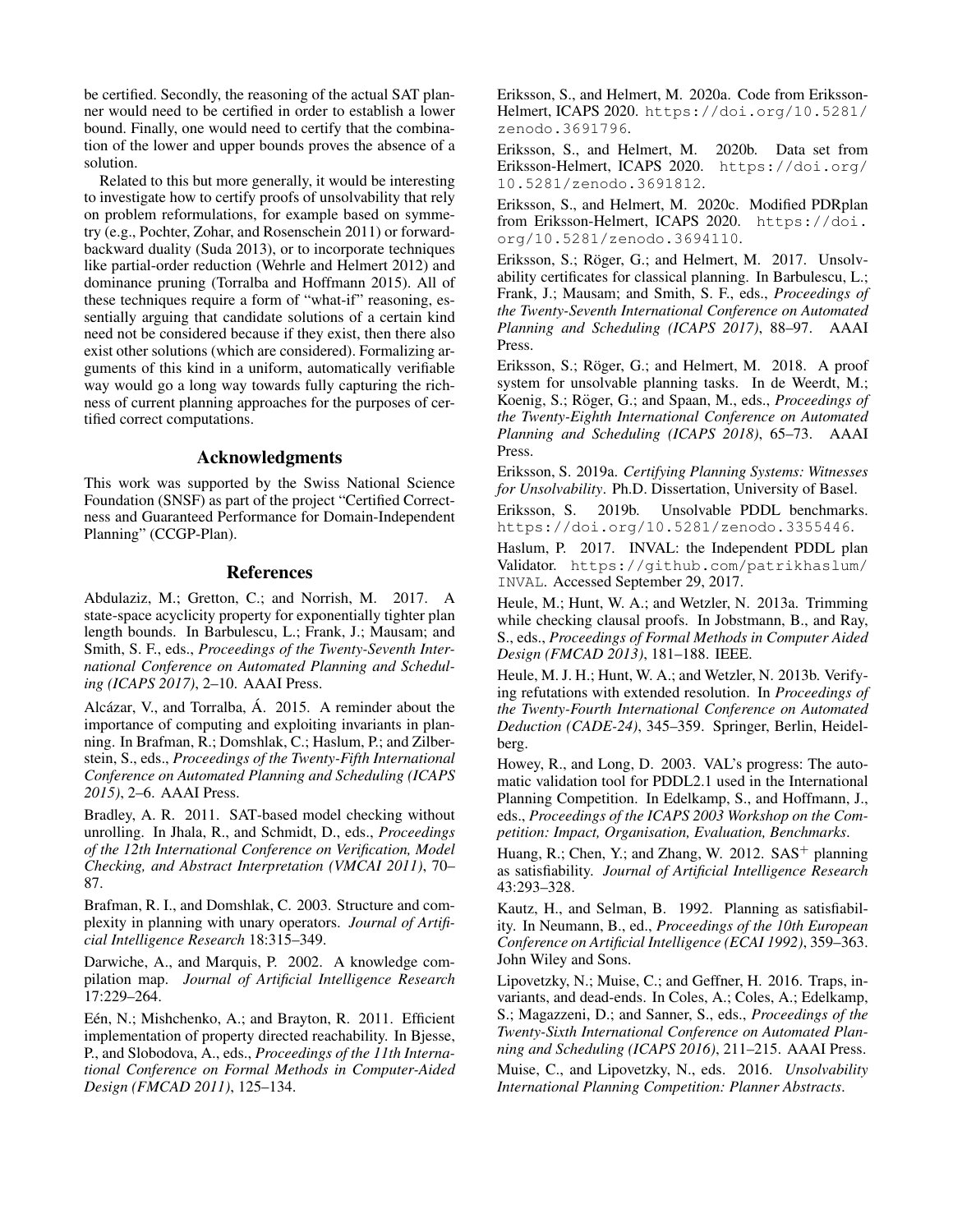be certified. Secondly, the reasoning of the actual SAT planner would need to be certified in order to establish a lower bound. Finally, one would need to certify that the combination of the lower and upper bounds proves the absence of a solution.

Related to this but more generally, it would be interesting to investigate how to certify proofs of unsolvability that rely on problem reformulations, for example based on symmetry (e.g., Pochter, Zohar, and Rosenschein 2011) or forward-backward duality (Suda 2013), or to incorporate techniques like partial-order reduction (Wehrle and Helmert 2012) and dominance pruning (Torralba and Hoffmann 2015). All of these techniques require a form of "what-if" reasoning, essentially arguing that candidate solutions of a certain kind need not be considered because if they exist, then there also exist other solutions (which are considered). Formalizing arguments of this kind in a uniform, automatically verifiable way would go a long way towards fully capturing the richness of current planning approaches for the purposes of certified correct computations.

## Acknowledgments

This work was supported by the Swiss National Science Foundation (SNSF) as part of the project "Certified Correctness and Guaranteed Performance for Domain-Independent Planning" (CCGP-Plan).

## References

Abdulaziz, M.; Gretton, C.; and Norrish, M. 2017. A state-space acyclicity property for exponentially tighter plan length bounds. In Barbulescu, L.; Frank, J.; Mausam; and Smith, S. F., eds., *Proceedings of the Twenty-Seventh International Conference on Automated Planning and Scheduling (ICAPS 2017)*, 2–10. AAAI Press.

Alcázar, V., and Torralba, Á. 2015. A reminder about the importance of computing and exploiting invariants in planning. In Brafman, R.; Domshlak, C.; Haslum, P.; and Zilberstein, S., eds., *Proceedings of the Twenty-Fifth International Conference on Automated Planning and Scheduling (ICAPS 2015)*, 2–6. AAAI Press.

Bradley, A. R. 2011. SAT-based model checking without unrolling. In Jhala, R., and Schmidt, D., eds., *Proceedings of the 12th International Conference on Verification, Model Checking, and Abstract Interpretation (VMCAI 2011)*, 70–87.

Brafman, R. I., and Domshlak, C. 2003. Structure and complexity in planning with unary operators. *Journal of Artificial Intelligence Research* 18:315–349.

Darwiche, A., and Marquis, P. 2002. A knowledge compilation map. *Journal of Artificial Intelligence Research* 17:229–264.

Eén, N.; Mishchenko, A.; and Brayton, R. 2011. Efficient implementation of property directed reachability. In Bjesse, P., and Slobodova, A., eds., *Proceedings of the 11th International Conference on Formal Methods in Computer-Aided Design (FMCAD 2011)*, 125–134.

Eriksson, S., and Helmert, M. 2020a. Code from Eriksson-Helmert, ICAPS 2020. https://doi.org/10.5281/zenodo.3691796.

Eriksson, S., and Helmert, M. 2020b. Data set from Eriksson-Helmert, ICAPS 2020. https://doi.org/10.5281/zenodo.3691812.

Eriksson, S., and Helmert, M. 2020c. Modified PDRplan from Eriksson-Helmert, ICAPS 2020. https://doi.org/10.5281/zenodo.3694110.

Eriksson, S.; Röger, G.; and Helmert, M. 2017. Unsolvability certificates for classical planning. In Barbulescu, L.; Frank, J.; Mausam; and Smith, S. F., eds., *Proceedings of the Twenty-Seventh International Conference on Automated Planning and Scheduling (ICAPS 2017)*, 88–97. AAAI Press.

Eriksson, S.; Röger, G.; and Helmert, M. 2018. A proof system for unsolvable planning tasks. In de Weerdt, M.; Koenig, S.; Röger, G.; and Spaan, M., eds., *Proceedings of the Twenty-Eighth International Conference on Automated Planning and Scheduling (ICAPS 2018)*, 65–73. AAAI Press.

Eriksson, S. 2019a. *Certifying Planning Systems: Witnesses for Unsolvability*. Ph.D. Dissertation, University of Basel.

Eriksson, S. 2019b. Unsolvable PDDL benchmarks. https://doi.org/10.5281/zenodo.3355446.

Haslum, P. 2017. INVAL: the Independent PDDL plan Validator. https://github.com/patrikhaslum/INVAL. Accessed September 29, 2017.

Heule, M.; Hunt, W. A.; and Wetzler, N. 2013a. Trimming while checking clausal proofs. In Jobstmann, B., and Ray, S., eds., *Proceedings of Formal Methods in Computer Aided Design (FMCAD 2013)*, 181–188. IEEE.

Heule, M. J. H.; Hunt, W. A.; and Wetzler, N. 2013b. Verifying refutations with extended resolution. In *Proceedings of the Twenty-Fourth International Conference on Automated Deduction (CADE-24)*, 345–359. Springer, Berlin, Heidelberg.

Howey, R., and Long, D. 2003. VAL's progress: The automatic validation tool for PDDL2.1 used in the International Planning Competition. In Edelkamp, S., and Hoffmann, J., eds., *Proceedings of the ICAPS 2003 Workshop on the Competition: Impact, Organisation, Evaluation, Benchmarks*.

Huang, R.; Chen, Y.; and Zhang, W. 2012. $\text{SAS}^+$ planning as satisfiability. *Journal of Artificial Intelligence Research* 43:293–328.

Kautz, H., and Selman, B. 1992. Planning as satisfiability. In Neumann, B., ed., *Proceedings of the 10th European Conference on Artificial Intelligence (ECAI 1992)*, 359–363. John Wiley and Sons.

Lipovetzky, N.; Muise, C.; and Geffner, H. 2016. Traps, invariants, and dead-ends. In Coles, A.; Coles, A.; Edelkamp, S.; Magazzeni, D.; and Sanner, S., eds., *Proceedings of the Twenty-Sixth International Conference on Automated Planning and Scheduling (ICAPS 2016)*, 211–215. AAAI Press.

Muise, C., and Lipovetzky, N., eds. 2016. *Unsolvability International Planning Competition: Planner Abstracts*.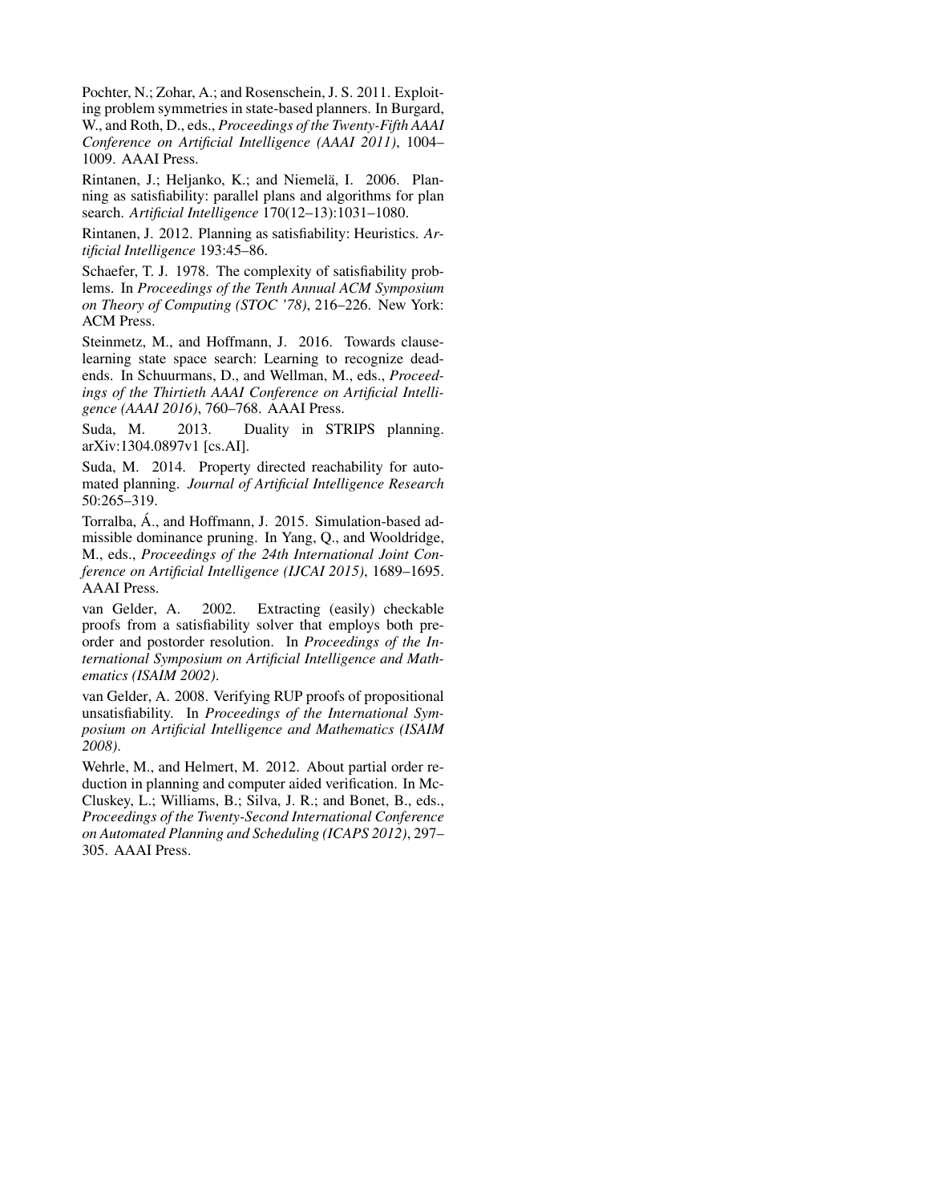Pochter, N.; Zohar, A.; and Rosenschein, J. S. 2011. Exploiting problem symmetries in state-based planners. In Burgard, W., and Roth, D., eds., *Proceedings of the Twenty-Fifth AAAI Conference on Artificial Intelligence (AAAI 2011)*, 1004–1009. AAAI Press.

Rintanen, J.; Heljanko, K.; and Niemelä, I. 2006. Planning as satisfiability: parallel plans and algorithms for plan search. *Artificial Intelligence* 170(12–13):1031–1080.

Rintanen, J. 2012. Planning as satisfiability: Heuristics. *Artificial Intelligence* 193:45–86.

Schaefer, T. J. 1978. The complexity of satisfiability problems. In *Proceedings of the Tenth Annual ACM Symposium on Theory of Computing (STOC '78)*, 216–226. New York: ACM Press.

Steinmetz, M., and Hoffmann, J. 2016. Towards clause-learning state space search: Learning to recognize dead-ends. In Schuurmans, D., and Wellman, M., eds., *Proceedings of the Thirtieth AAAI Conference on Artificial Intelligence (AAAI 2016)*, 760–768. AAAI Press.

Suda, M. 2013. Duality in STRIPS planning. arXiv:1304.0897v1 [cs.AI].

Suda, M. 2014. Property directed reachability for automated planning. *Journal of Artificial Intelligence Research* 50:265–319.

Torralba, Á., and Hoffmann, J. 2015. Simulation-based admissible dominance pruning. In Yang, Q., and Wooldridge, M., eds., *Proceedings of the 24th International Joint Conference on Artificial Intelligence (IJCAI 2015)*, 1689–1695. AAAI Press.

van Gelder, A. 2002. Extracting (easily) checkable proofs from a satisfiability solver that employs both preorder and postorder resolution. In *Proceedings of the International Symposium on Artificial Intelligence and Mathematics (ISAIM 2002)*.

van Gelder, A. 2008. Verifying RUP proofs of propositional unsatisfiability. In *Proceedings of the International Symposium on Artificial Intelligence and Mathematics (ISAIM 2008)*.

Wehrle, M., and Helmert, M. 2012. About partial order reduction in planning and computer aided verification. In McCluskey, L.; Williams, B.; Silva, J. R.; and Bonet, B., eds., *Proceedings of the Twenty-Second International Conference on Automated Planning and Scheduling (ICAPS 2012)*, 297–305. AAAI Press.